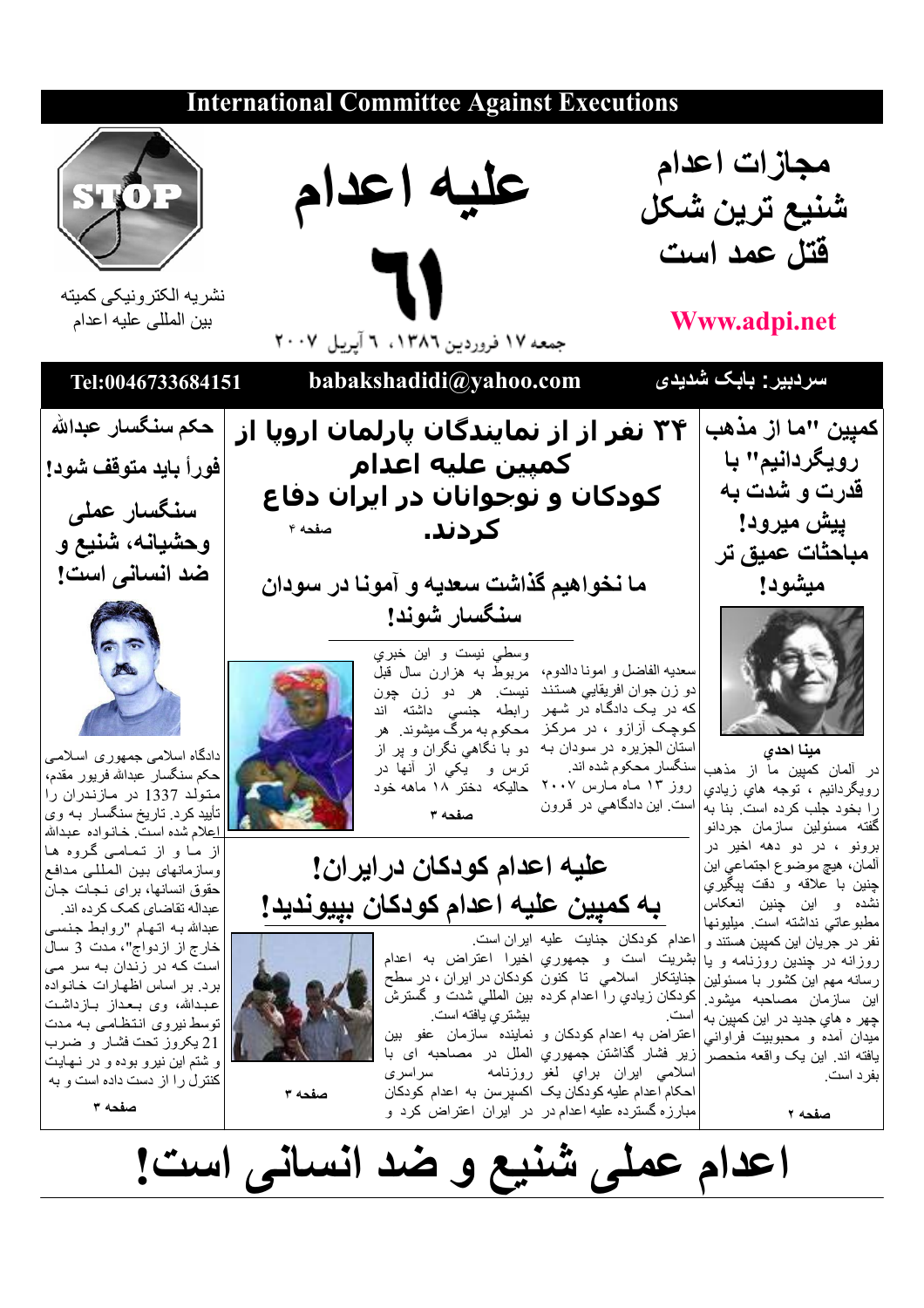**International Committee Against Executions**

STOP

نشریه الکترونیکی کمیته بین المللی علیه اعدام

# علیه اعدام

# ٦١

جمعه ١٧ فروردین ١٣٨٦، ٦ آپریل ٢٠٠٧

## مجازات اعدام شنیع ترین شکل قتل عمد است

Www.adpi.net

Tel:0046733684151 | babakshadidi@yahoo.com | سردبیر: بابک شدیدی

## کمپین "ما از مذهب رویگردانیم" با قدرت و شدت به پیش میرود! مباحثات عمیق تر میشود!

مینا احدي

در آلمان کمپین ما از مذهب رویگردانیم ، توجه هاي زيادي را بخود جلب کرده است. بنا به گفته مسئولين سازمان جردانو برونو ، در دو دهه اخير در آلمان، هيچ موضوع اجتماعي اين چنين با علاقه و دقت پيگيري نشده و اين چنين انعکاس مطبوعاتي نداشته است. ميليونها نفر در جريان اين کمپين هستند و روزانه در چندين روزنامه و يا رسانه مهم اين کشور با مسئولين اين سازمان مصاحبه ميشود. چهر ه هاي جديد در اين کمپين به ميدان آمده و محبوبيت فراواني يافته اند. اين يک واقعه منحصر بفرد است.

صفحه ٢

## ٣۴ نفر از از نمایندگان پارلمان اروپا از کمپین علیه اعدام کودکان و نوجوانان در ایران دفاع کردند.

صفحه ۴

## ما نخواهیم گذاشت سعدیه و آمونا در سودان سنگسار شوند!

سعديه الفاضل و امونا دالدوم، دو زن جوان افريقايي هستند که در يک دادگاه در شهر کوچک آزازو ، در مرکز استان الجزيره در سودان به سنگسار محکوم شده اند. روز ١٣ ماه مارس ٢٠٠٧ است. اين دادگاهي در قرون وسطي نيست و اين خبري مربوط به هزارن سال قبل نيست. هر دو زن چون رابطه جنسي داشته اند محکوم به مرگ ميشوند. هر دو با نگاهي نگران و پر از ترس و يکي از آنها در حاليکه دختر ١٨ ماهه خود

صفحه ٣

## علیه اعدام کودکان درایران! به کمپین علیه اعدام کودکان بپیوندید!

اعدام کودکان جنايت عليه ايران است. بشريت است و جمهوري اخيرا اعتراض به اعدام جنايتکار اسلامي تا کنون کودکان در ايران ، در سطح کودکان زيادي را اعدام کرده بين المللي شدت و گسترش است. بيشتري يافته است.

اعتراض به اعدام کودکان و نماينده سازمان عفو بين زير فشار گذاشتن جمهوري الملل در مصاحبه اي با اسلامي ايران براي لغو روزنامه سراسری احکام اعدام عليه کودکان يک اکسپرس به اعدام کودکان مبارزه گسترده عليه اعدام در در ايران اعتراض کرد و

صفحه ٣

## حکم سنگسار عبدالله فوراً باید متوقف شود!

## سنگسار عملی وحشیانه، شنیع و ضد انسانی است!

دادگاه اسلامی جمهوری اسلامی حکم سنگسار عبدالله فریبو مقدم، متولد 1337 در مازندران را تأیید کرد. تاریخ سنگسار به وی اعلام شده است. خانواده عبدالله از ما و از تمامی گروه ها وسازمانهای بین المللی مدافع حقوق انسانها، برای نجات جان عبداله تقاضای کمک کرده اند. عبدالله به اتهام "روابط جنسی خارج از ازدواج"، مدت 3 سال است که در زندان به سر می برد. بر اساس اظهارات خانواده عبدالله، وی بعداز بازداشت توسط نیروی انتظامی به مدت 21 یکروز تحت فشار و ضرب و شتم این نیرو بوده و در نهایت کنترل را از دست داده است و به

صفحه ٣

# اعدام عملی شنیع و ضد انسانی است!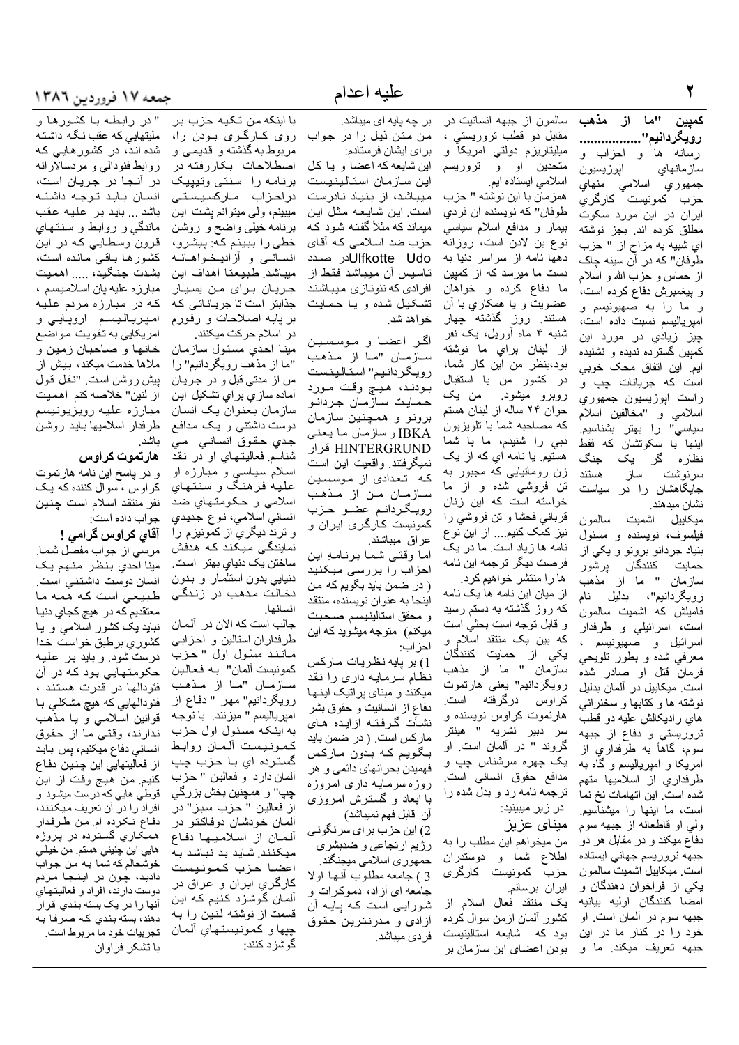## کمپین "ما از مذهب رویگردانیم"...............

رسانه ها و احزاب و سازمانهای اپوزیسیون جمهوری اسلامی منهای حزب کمونیست کارگری ایران در این مورد سکوت مطلق کرده اند. بجز نوشته ای شبیه به مزاح از " حزب طوفان" که در آن سینه چاک از حماس و حزب الله و اسلام و پیغمبرش دفاع کرده است، و ما را به صهیونیسم و امپریالیسم نسبت داده است، چیز زیادی در مورد این کمپین گسترده ندیده و نشنیده ایم. این اتفاق محک خوبی است که جریانات چپ و راست اپوزیسیون جمهوری اسلامی و "مخالفین اسلام سیاسی" را بهتر بشناسیم. اینها با سکوتشان که فقط نظاره گر یک جنگ سرنوشت ساز هستند جایگاهشان را در سیاست نشان میدهند.

میکاییل اشمیت سالمون فیلسوف، نویسنده و مسئول بنیاد جردانو برونو و یکی از حمایت کنندگان پرشور سازمان " ما از مذهب رویگردانیم"، بدلیل نام فامیلش که اشمیت سالمون است، اسرائیلی و طرفدار اسرائیل و صهیونیسم ، معرفی شده و بطور تلویحی فرمان قتل او صادر شده است. میکاییل در آلمان بدلیل نوشته ها و کتابها و سخنرانی های رادیکالش علیه دو قطب تروریستی و دفاع از جبهه سوم، گاهاً به طرفداری از امریکا و امپریالیسم و گاه به طرفداری از اسلامیها متهم شده است. این اتهامات نخ نما است، ما اینها را میشناسیم. ولی او قاطعانه از جبهه سوم دفاع میکند و در مقابل هر دو جبهه تروریسم جهانی ایستاده است. میکاییل اشمیت سالمون یکی از فراخوان دهندگان و امضا کنندگان اولیه بیانیه جبهه سوم در آلمان است. او خود را در کنار ما در این جبهه تعریف میکند. ما و سالمون از جبهه انسانیت در مقابل دو قطب تروریستی ، میلیتاریزم دولتی امریکا و متحدین او و تروریسم اسلامی ایستاده ایم.

همزمان با این نوشته " حزب طوفان" که نویسنده آن فردی بیمار و مدافع اسلام سیاسی نوع بن لادن است، روزانه دهها نامه از سراسر دنیا به دست ما میرسد که از کمپین ما دفاع کرده و خواهان عضویت و یا همکاری با آن هستند. روز گذشته چهار شنبه ۴ ماه آوریل، یک نفر از لبنان برای ما نوشته بود،بنظر من این کار شما، در کشور من با استقبال روبرو میشود. من یک جوان ۲۴ ساله از لبنان هستم که مصاحبه شما با تلویزیون دبی را شنیدم، ما با شما هستیم. یا نامه ای که از یک زن رومانیایی که مجبور به تن فروشی شده و از ما خواسته است که این زنان قربانی فحشا و تن فروشی را نیز کمک کنیم.... از این نوع نامه ها زیاد است. ما در یک فرصت دیگر ترجمه این نامه ها را منتشر خواهیم کرد.

از میان این نامه ها یک نامه که روز گذشته به دستم رسید و قابل توجه است بحثی است که بین یک منتقد اسلام و یکی از حمایت کنندگان سازمان " ما از مذهب رویگردانیم" یعنی هارتموت کراوس درگرفته است. هارتموت کراوس نویسنده و سر دبیر نشریه " هینتر گروند " در آلمان است. او یک چهره سرشناس چپ و مدافع حقوق انسانی است. ترجمه نامه رد و بدل شده را در زیر میبینید:

**مینای عزیز**

من میخواهم این مطلب را به اطلاع شما و دوستداران حزب کمونیست کارگری ایران برسانم.

یک منتقد فعال اسلام از کشور آلمان ازمن سوال کرده بود که شایعه استالینیست بودن اعضای این سازمان بر چه پایه ای میباشد. من متن ذیل را در جواب برای ایشان فرستادم:

این شایعه که اعضا و یا کل این سازمان استالینیست میباشد، از بنیاد نادرست است. این شایعه مثل این میماند که مثلاً گفته شود که حزب ضد اسلامی که آقای Udo Ulfkotte در صدد تاسیس آن میباشد فقط از افرادی که نئونازی میباشند تشکیل شده و یا حمایت خواهد شد.

اگر اعضا و موسسین سازمان "ما از مذهب رویگردانیم" استالینست بودند، هیچ وقت مورد حمایت سازمان جردانو برونو و همچنین سازمان IBKA و سازمان ما یعنی HINTERGRUND قرار نمیگرفتند. واقعیت این است که تعدادی از موسسین سازمان من از مذهب رویگردانم عضو حزب کمونیست کارگری ایران و عراق میباشند.

اما وقتی شما برنامهِ این احزاب را بررسی میکنید ( در ضمن باید بگویم که من اینجا به عنوان نویسنده، منتقد و محقق استالینیسم صحبت میکنم) متوجه میشوید که این احزاب:

1) بر پایه نظریات مارکس نظام سرمایه داری را نقد میکنند و مبنای پراتیک اینها دفاع از انسانیت و حقوق بشر نشأت گرفته ازایده های مارکس است. ( در ضمن باید بگویم که بدون مارکس فهمیدن بحرانهای دائمی و هر روزه سرمایه داری امروزه با ابعاد و گسترش امروزی آن قابل فهم نمیباشد)

2) این حزب برای سرنگونی رژیم ارتجاعی و ضدبشری جمهوری اسلامی میجنگند.

3 ) جامعه مطلوب آنها اولا جامعه ای آزاد، دموکرات و شورایی است که پایه آن آزادی و مدرنترین حقوق فردی میباشد.

با اینکه من تکیه حزب بر روی کارگری بودن را، مربوط به گذشته و قدیمی و اصطلاحات بکاررفته در برنامه را سنتی وتیپیک دراحزاب مارکسیستی میبینم، ولی میتوانم پشت این برنامه خیلی واضح و روشن خطی را ببینم که: پیشرو، انسانی و آزادیخواهانه میباشد. طبیعتا اهداف این جریان برای من بسیار جذابتر است تا جریاناتی که بر پایه اصلاحات و رفورم در اسلام حرکت میکنند.

مینا احدی مسئول سازمان "ما از مذهب رویگردانیم" را من از مدتی قبل و در جریان آماده سازی برای تشکیل این سازمان بعنوان یک انسان دوست داشتنی و یک مدافع جدی حقوق انسانی می شناسم. فعالیتهای او در نقد اسلام سیاسی و مبارزه او علیه فرهنگ و سنتهای اسلامی و حکومتهای ضد انسانی اسلامی، نوع جدیدی و ترند دیگری از کمونیزم را نمایندگی میکند که هدفش ساختن یک دنیای بهتر است. دنیایی بدون استثمار و بدون دخالت مذهب در زندگی انسانها.

جالب است که الان در آلمان طرفداران استالین و احزابی مانند مسئول اول " حزب کمونیست آلمان" به فعالین سازمان "ما از مذهب رویگردانیم" مهر " دفاع از امپریالیسم " میزنند. با توجه به اینکه مسئول اول حزب کمونیست آلمان روابط گسترده ای با حزب چپ آلمان دارد و فعالین " حزب چپ" و همچنین بخش بزرگی از فعالین " حزب سبز" در آلمان خودشان دوفاکتو در آلمان از اسلامیها دفاع میکنند. شاید بد نباشد به اعضا حزب کمونیست کارگری ایران و عراق در آلمان گوشزد کنیم که این قسمت از نوشته لنین را به چپها و کمونیستهای آلمان گوشزد کنند:

" در رابطه با کشورها و ملیتهایی که عقب نگه داشته شده اند، در کشورهایی که روابط فئودالی و مردسالارانه در آنجا در جریان است، انسان باید توجه داشته باشد ... باید بر علیه عقب ماندگی و روابط و سنتهای قرون وسطایی که در این کشورها باقی مانده است، بشدت جنگید، ..... اهمیت مبارزه علیه پان اسلامیسم ، که در مبارزه مردم علیه امپریالیسم اروپایی و امریکایی به تقویت مواضع خانها و صاحبان زمین و ملاها خدمت میکند، بیش از پیش روشن است. "نقل قول از لنین" خلاصه کلام اهمیت مبارزه علیه رویزیونیسم طرفدار اسلامیها باید روشن باشد.

**هارتموت کراوس**

و در پاسخ این نامه هارتموت کراوس ، سوال کننده که یک نفر منتقد اسلام است چنین جواب داده است:

**آقای کراوس گرامی !**

مرسی از جواب مفصل شما. مینا احدی بنظر منهم یک انسان دوست داشتنی است. طبیعی است که همه ما معتقدیم که در هیچ کجای دنیا نباید یک کشور اسلامی و یا کشوری برطبق خواست خدا درست شود. و باید بر علیه حکومتهایی بود که در آن فئودالها در قدرت هستند ، فئودالهایی که هیچ مشکلی با قوانین اسلامی و یا مذهب ندارند، وقتی ما از حقوق انسانی دفاع میکنیم، پس باید از فعالیتهایی این چنین دفاع کنیم. من هیچ وقت از این قوطی هایی که درست میشود و افراد را در آن تعریف میکنند، دفاع نکرده ام. من طرفدار همکاری گسترده در پروژه هایی این چنینی هستم. من خیلی خوشحالم که شما به من جواب دادید، چون در اینجا مردم دوست دارند، افراد و فعالیتهای آنها را در یک بسته بندی قرار دهند، بسته بندی که صرفا به تجربیات خود ما مربوط است.

با تشکر فراوان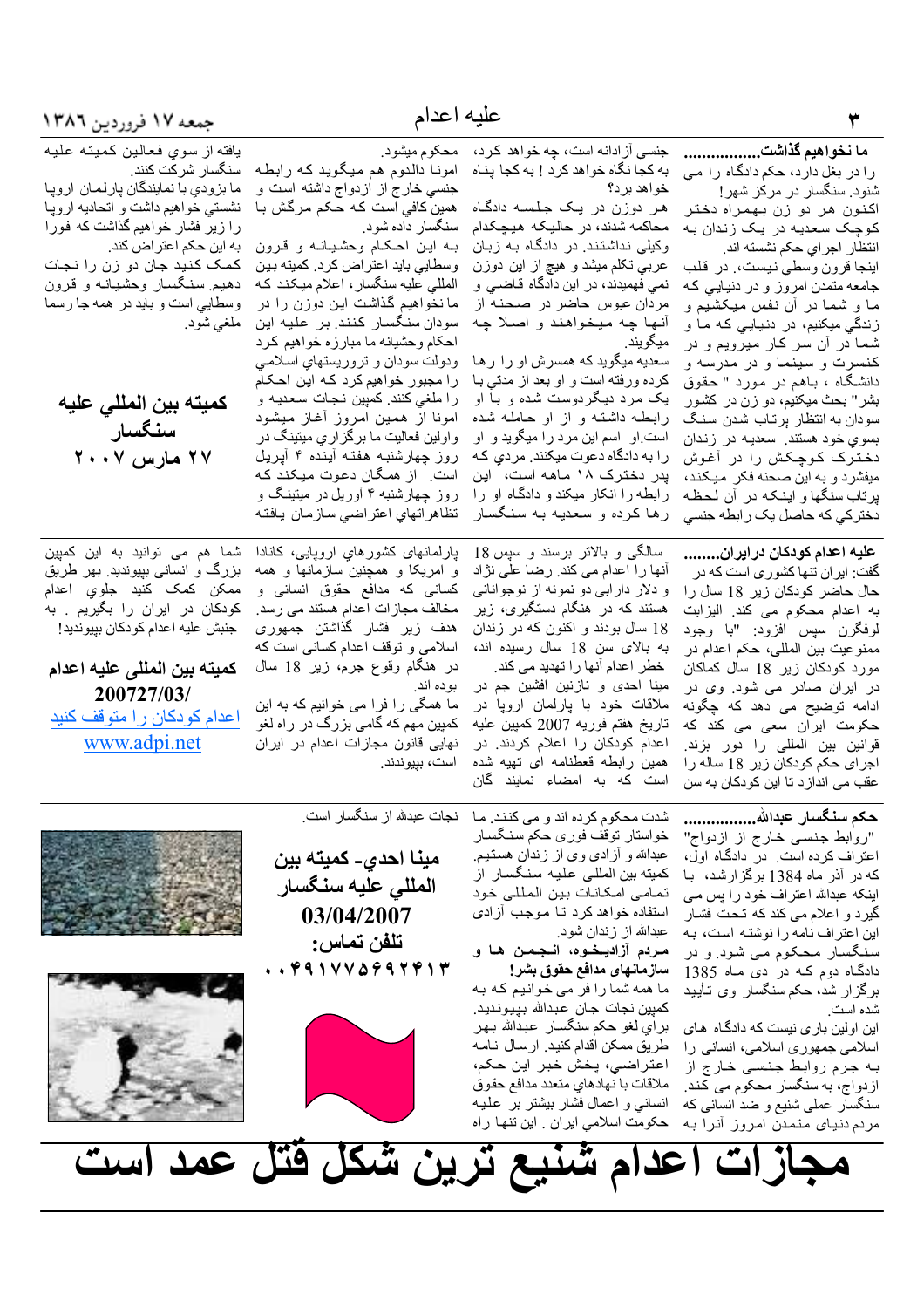## ما نخواهیم گذاشت.................

را در بغل دارد، حکم دادگاه را می شنود. سنگسار در مرکز شهر!
اکنون هر دو زن بهمراه دختر کوچک سعدیه در یک زندان به انتظار اجراي حکم نشسته اند.
اینجا قرون وسطي نیست، در قلب جامعه متمدن امروز و در دنیایی که ما و شما در آن نفس میکشیم و زندگي میکنیم، در دنیایي که ما و شما در آن سر کار میرویم و در کنسرت و سینما و در مدرسه و دانشگاه ، باهم در مورد " حقوق بشر" بحث میکنیم، دو زن در کشور سودان به انتظار پرتاب شدن سنگ بسوي خود هستند. سعدیه در زندان دخترک کوچکش را در آغوش میفشرد و به این صحنه فکر میکند، پرتاب سنگها و اینکه در آن لحظه دخترکي که حاصل یک رابطه جنسي آزادانه است، چه خواهد کرد، به کجا نگاه خواهد کرد ! به کجا پناه خواهد برد؟

هر دوزن در یک جلسه دادگاه محاکمه شدند، در حالیکه هیچکدام وکیلي نداشتند. در دادگاه به زبان عربي تکلم میشد و هیچ از این دوزن نمي فهمیدند، در این دادگاه قاضي و مردان عبوس حاضر در صحنه از آنها چه میخواهند و اصلا چه میگویند.

سعدیه میگوید که همسرش او را رها کرده ورفته است و او بعد از مدتي با یک مرد دیگردوست شده و با او رابطه داشته و از او حامله شده است.او اسم این مرد را میگوید و او را به دادگاه دعوت میکنند. مردي که پدر دخترک ۱۸ ماهه است، این رابطه را انکار میکند و دادگاه او را رها کرده و سعدیه به سنگسار محکوم میشود.

امونا دالدوم هم میگوید که رابطه جنسي خارج از ازدواج داشته است و همین کافي است که حکم مرگش با سنگسار داده شود.

به این احکام وحشیانه و قرون وسطایي باید اعتراض کرد. کمیته بین المللي علیه سنگسار، اعلام میکند که ما نخواهیم گذاشت این دوزن را در سودان سنگسار کنند. بر علیه این احکام وحشیانه ما مبارزه خواهیم کرد ودولت سودان و تروریستهاي اسلامي را مجبور خواهیم کرد که این احکام را ملغي کنند. کمپین نجات سعدیه و امونا از همین امروز آغاز میشود واولین فعالیت ما برگزاري میتینگ در روز چهارشنبه هفته آینده ۴ آپریل است. از همگان دعوت میکنند که روز چهارشنبه ۴ آوریل در میتینگ و تظاهراتهاي اعتراضي سازمان یافته یافته از سوي فعالین کمیته علیه سنگسار شرکت کنند.

ما بزودي با نمایندگان پارلمان اروپا نشستي خواهیم داشت و اتحادیه اروپا را زیر فشار خواهیم گذاشت که فورا به این حکم اعتراض کند.

کمک کنید جان دو زن را نجات دهیم. سنگسار وحشیانه و قرون وسطایي است و باید در همه جا رسما ملغي شود.

**کمیته بین المللي علیه سنگسار**
**۲۷ مارس ۲۰۰۷**

## علیه اعدام کودکان درایران........

گفت: ایران تنها کشوری است که در حال حاضر کودکان زیر 18 سال را به اعدام محکوم می کند. الیزابت لوفگرن سپس افزود: "با وجود ممنوعیت بین المللی، حکم اعدام در مورد کودکان زیر 18 سال کماکان در ایران صادر می شود. وی در ادامه توضیح می دهد که چگونه حکومت ایران سعی می کند که قوانین بین المللی را دور بزند. اجرای حکم کودکان زیر 18 ساله را عقب می اندازد تا این کودکان به سن سالگی و بالاتر برسند و سپس 18 آنها را اعدام می کند. رضا علی نژاد و دلار دارابی دو نمونه از نوجوانانی هستند که در هنگام دستگیری، زیر 18 سال بودند و اکنون که در زندان به بالای سن 18 سال رسیده اند، خطر اعدام آنها را تهدید می کند.

مینا احدی و نازنین افشین جم در ملاقات خود با پارلمان اروپا در تاریخ هفتم فوریه 2007 کمپین علیه اعدام کودکان را اعلام کردند. در همین رابطه قطعنامه ای تهیه شده است که به امضاء نمایند گان پارلمانهای کشورهای اروپایی، کانادا و امریکا و همچنین سازمانها و همه کسانی که مدافع حقوق انسانی و مخالف مجازات اعدام هستند می رسد. هدف زیر فشار گذاشتن جمهوری اسلامی و توقف اعدام کسانی است که در هنگام وقوع جرم، زیر 18 سال بوده اند.

ما همگی را فرا می خوانیم که به این کمپین مهم که گامی بزرگ در راه لغو نهایی قانون مجازات اعدام در ایران است، بپیوندند.

شما هم می توانید به این کمپین بزرگ و انسانی بپیوندید. بهر طریق ممکن کمک کنید جلوی اعدام کودکان در ایران را بگیریم . به جنبش علیه اعدام کودکان بپیوندید!

**کمیته بین المللی علیه اعدام**
**200727/03/**

اعدام کودکان را متوقف کنید
www.adpi.net

## حکم سنگسار عبدالله................

"روابط جنسی خارج از ازدواج" اعتراف کرده است. در دادگاه اول، که در آذر ماه 1384 برگزارشد، با اینکه عبدالله اعتراف خود را پس می گیرد و اعلام می کند که تحت فشار این اعتراف نامه را نوشته است، به سنگسار محکوم می شود. و در دادگاه دوم که در دی ماه 1385 برگزار شد، حکم سنگسار وی تأیید شده است.

این اولین باری نیست که دادگاه های اسلامی جمهوری اسلامی، انسانی را به جرم روابط جنسی خارج از ازدواج، به سنگسار محکوم می کند. سنگسار عملی شنیع و ضد انسانی که مردم دنیای متمدن امروز آنرا به شدت محکوم کرده اند و می کنند. ما خواستار توقف فوری حکم سنگسار عبدالله و آزادی وی از زندان هستیم. کمیته بین المللی علیه سنگسار از تمامی امکانات بین المللی خود استفاده خواهد کرد تا موجب آزادی عبدالله از زندان شود.

**مردم آزادیخواه، انجمن ها و سازمانهای مدافع حقوق بشر!**

ما همه شما را فر می خوانیم که به کمپین نجات جان عبدالله بپیوندید. براي لغو حکم سنگسار عبدالله بهر طریق ممکن اقدام کنید. ارسال نامه اعتراضي، پخش خبر این حکم، ملاقات با نهادهاي متعدد مدافع حقوق انساني و اعمال فشار بیشتر بر علیه حکومت اسلامي ایران . این تنها راه نجات عبدالله از سنگسار است.

**مینا احدي- کمیته بین المللي علیه سنگسار**
**03/04/2007**
**تلفن تماس:**
**۰۰۴۹۱۷۷۵۶۹۲۴۱۳**

# مجازات اعدام شنیع ترین شکل قتل عمد است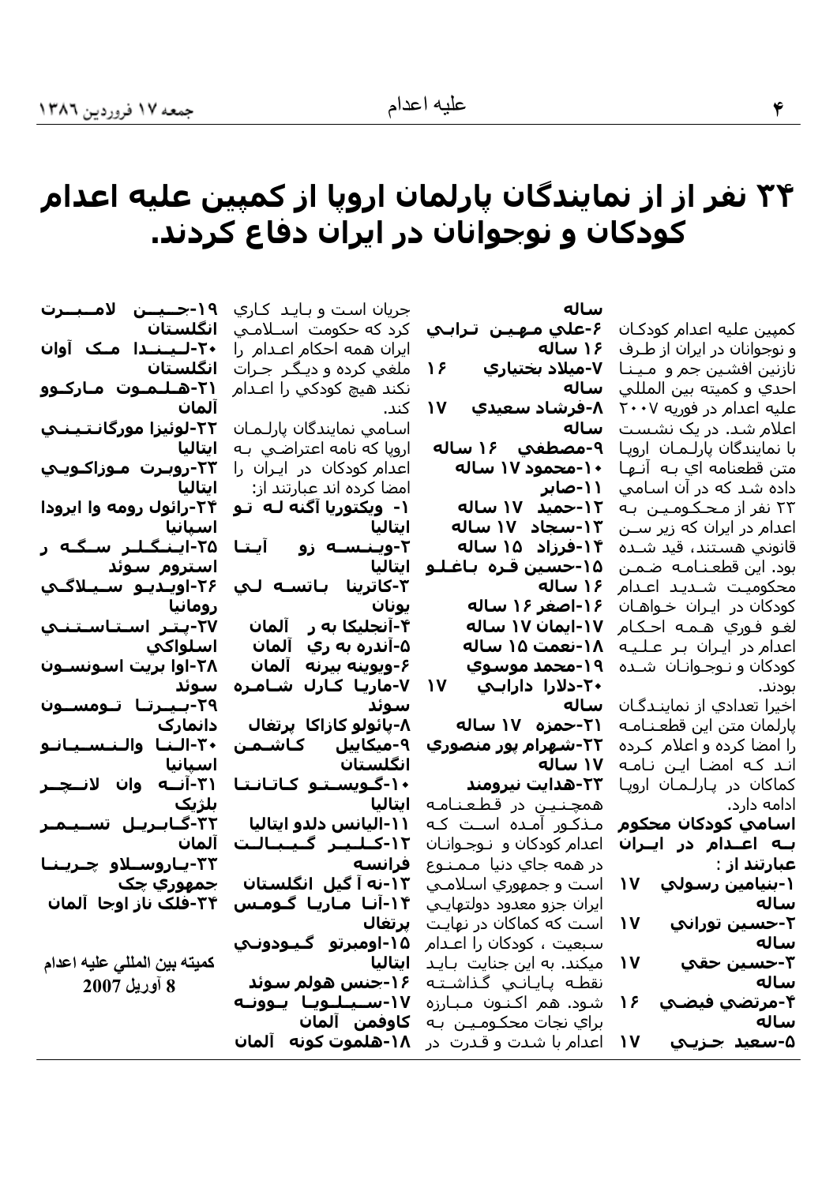# ۳۴ نفر از از نمایندگان پارلمان اروپا از کمپین علیه اعدام کودکان و نوجوانان در ایران دفاع کردند.

کمپین علیه اعدام کودکان و نوجوانان در ایران از طرف نازنین افشین جم و مینا احدي و کمیته بین المللي علیه اعدام در فوریه ۲۰۰۷ اعلام شد. در یک نشست با نمایندگان پارلمان اروپا متن قطعنامه اي به آنها داده شد که در آن اسامي ۲۳ نفر از محکومین به اعدام در ایران که زیر سن قانوني هستند، قید شده بود. این قطعنامه ضمن محکومیت شدید اعدام کودکان در ایران خواهان لغو فوري همه احکام اعدام در ایران بر علیه کودکان و نوجوانان شده بودند.

اخیرا تعدادي از نمایندگان پارلمان متن این قطعنامه را امضا کرده و اعلام کرده اند که امضا این نامه کماکان در پارلمان اروپا ادامه دارد.

**اسامي کودکان محکوم به اعدام در ایران عبارتند از :**

**۱-بنیامین رسولي ۱۷ ساله**
**۲-حسین تورانی ۱۷ ساله**
**۳-حسین حقي ۱۷ ساله**
**۴-مرتضي فیضي ۱۶ ساله**
**۵-سعید جزیي ۱۷ ساله**
**۶-علي مهین ترابي ۱۶ ساله**
**۷-میلاد بختیاري ۱۶ ساله**
**۸-فرشاد سعیدي ۱۷ ساله**
**۹-مصطفي ۱۶ ساله**
**۱۰-محمود ۱۷ ساله**
**۱۱-صابر**
**۱۲-حمید ۱۷ ساله**
**۱۳-سجاد ۱۷ ساله**
**۱۴-فرزاد ۱۵ ساله**
**۱۵-حسین قره باغلو ۱۶ ساله**
**۱۶-اصغر ۱۶ ساله**
**۱۷-ایمان ۱۷ ساله**
**۱۸-نعمت ۱۵ ساله**
**۱۹-محمد موسوي**
**۲۰-دلارا دارابي ۱۷ ساله**
**۲۱-حمزه ۱۷ ساله**
**۲۲-شهرام پور منصوري ۱۷ ساله**
**۲۳-هدایت نیرومند**

همچنین در قطعنامه مذکور آمده است که اعدام کودکان و نوجوانان در همه جاي دنیا ممنوع است و جمهوري اسلامي ایران جزو معدود دولتهایي است که کماکان در نهایت سبعیت ، کودکان را اعدام میکند. به این جنایت باید نقطه پایاني گذاشته شود. هم اکنون مبارزه براي نجات محکومین به اعدام با شدت و قدرت در جریان است و باید کاري کرد که حکومت اسلامي ایران همه احکام اعدام را ملغي کرده و دیگر جرات نکند هیچ کودکي را اعدام کند.

اسامي نمایندگان پارلمان اروپا که نامه اعتراضي به اعدام کودکان در ایران را امضا کرده اند عبارتند از:

**۱- ویکتوریا آگنه له تو ایتالیا**
**۲-وینسه زو آیتا ایتالیا**
**۳-کاترینا باتسه لي یونان**
**۴-آنجلیکا به ر آلمان**
**۵-آندره به ري آلمان**
**۶-ویوینه بیرنه آلمان**
**۷-ماریا کارل شامره سوئد**
**۸-پائولو کازاکا پرتغال**
**۹-میکاییل کاشمن انگلستان**
**۱۰-گویستو کاتانتا ایتالیا**
**۱۱-الیانس دلدو ایتالیا**
**۱۲-کلیر گیبالت فرانسه**
**۱۳-نه آ گیل انگلستان**
**۱۴-آنا ماریا گومس پرتغال**
**۱۵-اومبرتو گیودوني ایتالیا**
**۱۶-جنس هولم سوئد**
**۱۷-سیلویا یوونه کاوفمن آلمان**
**۱۸-هلموت کونه آلمان**
**۱۹-جین لامبرت انگلستان**
**۲۰-لیندا مک آوان انگلستان**
**۲۱-هلموت مارکوو آلمان**
**۲۲-لوئیزا مورگانتیني ایتالیا**
**۲۳-روبرت موزاکویي ایتالیا**
**۲۴-رائول رومه وا ایرودا اسپانیا**
**۲۵-اینگلر سگه ر استروم سوئد**
**۲۶-اویدیو سیلاگي رومانیا**
**۲۷-پتر استاستني اسلواکي**
**۲۸-اوا بریت اسونسون سوئد**
**۲۹-بیرتا تومسون دانمارک**
**۳۰-النا والنسیانو اسپانیا**
**۳۱-آنه وان لانچر بلژیک**
**۳۲-گابریل تسیمر آلمان**
**۳۳-یاروسلاو چرینا جمهوري چک**
**۳۴-فلک ناز اوجا آلمان**

کمیته بین المللي علیه اعدام
**8 آوریل 2007**